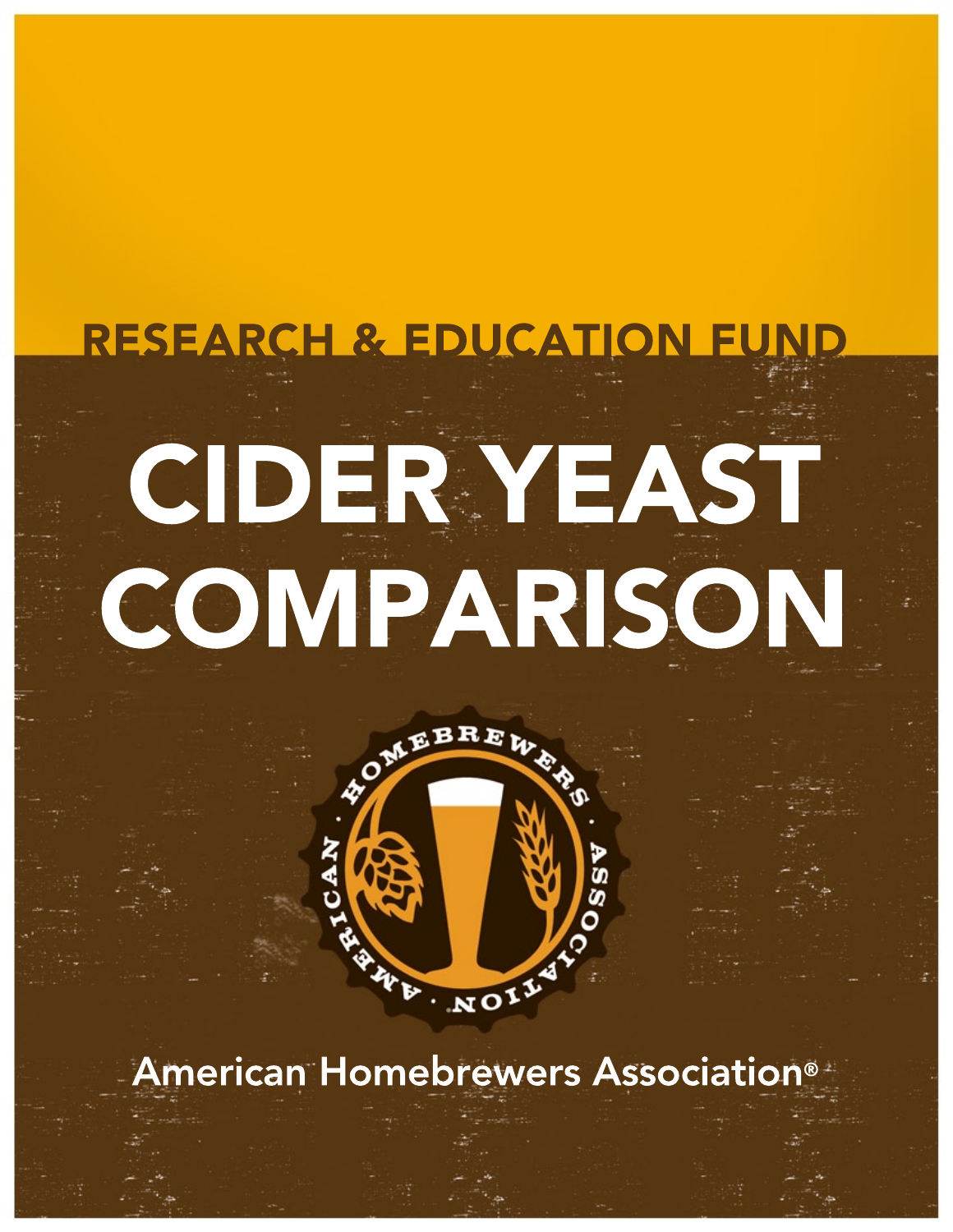RESEARCH & EDUCATION FUND

# CIDER YEAST COMPARISON

American Homebrewers Association®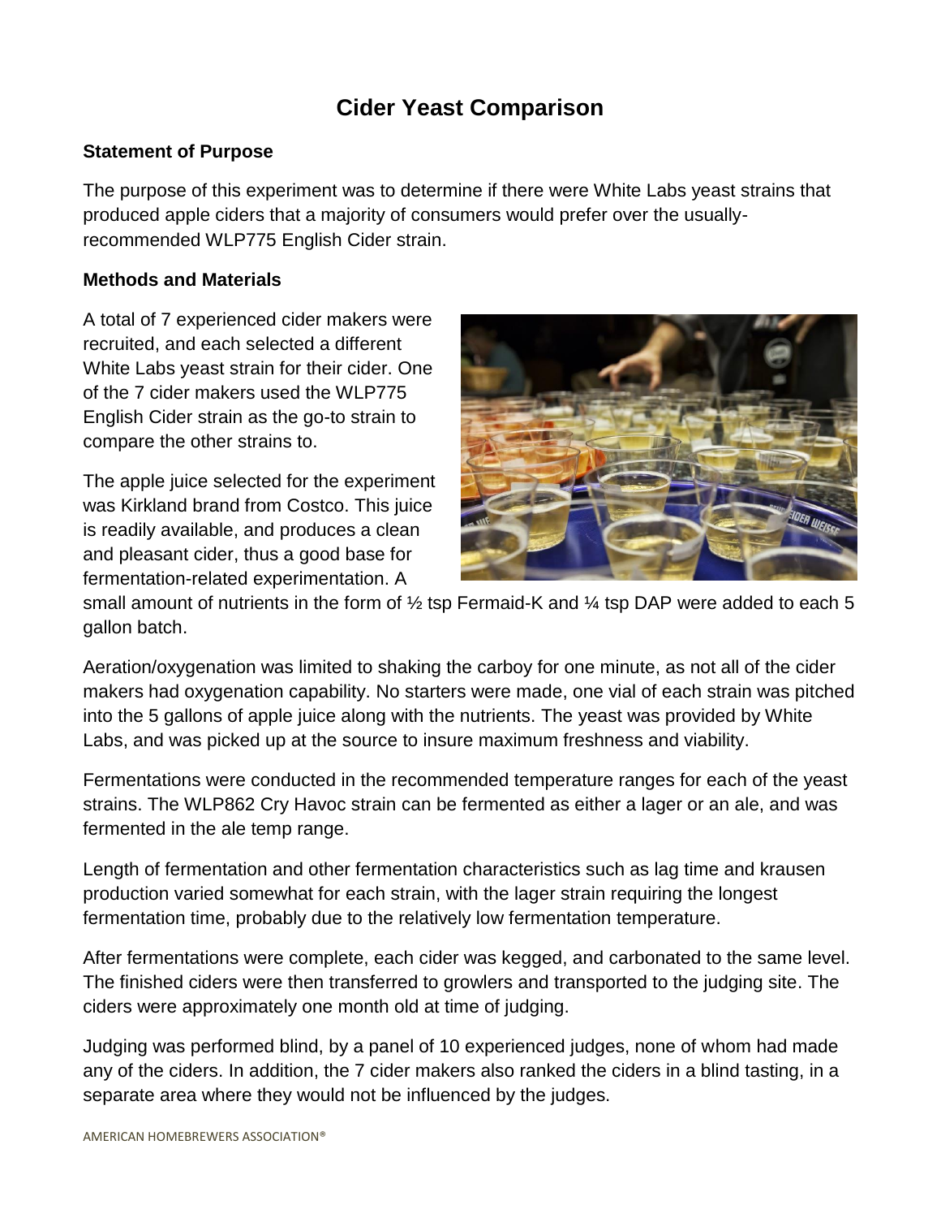# Cider Yeast Comparison

**Statement of Purpose**

The purpose of this experiment was to determine if there were White Labs yeast strains that produced apple ciders that a majority of consumers would prefer over the usually-recommended WLP775 English Cider strain.

**Methods and Materials**

A total of 7 experienced cider makers were recruited, and each selected a different White Labs yeast strain for their cider. One of the 7 cider makers used the WLP775 English Cider strain as the go-to strain to compare the other strains to.

The apple juice selected for the experiment was Kirkland brand from Costco. This juice is readily available, and produces a clean and pleasant cider, thus a good base for fermentation-related experimentation. A small amount of nutrients in the form of ½ tsp Fermaid-K and ¼ tsp DAP were added to each 5 gallon batch.

Aeration/oxygenation was limited to shaking the carboy for one minute, as not all of the cider makers had oxygenation capability. No starters were made, one vial of each strain was pitched into the 5 gallons of apple juice along with the nutrients. The yeast was provided by White Labs, and was picked up at the source to insure maximum freshness and viability.

Fermentations were conducted in the recommended temperature ranges for each of the yeast strains. The WLP862 Cry Havoc strain can be fermented as either a lager or an ale, and was fermented in the ale temp range.

Length of fermentation and other fermentation characteristics such as lag time and krausen production varied somewhat for each strain, with the lager strain requiring the longest fermentation time, probably due to the relatively low fermentation temperature.

After fermentations were complete, each cider was kegged, and carbonated to the same level. The finished ciders were then transferred to growlers and transported to the judging site. The ciders were approximately one month old at time of judging.

Judging was performed blind, by a panel of 10 experienced judges, none of whom had made any of the ciders. In addition, the 7 cider makers also ranked the ciders in a blind tasting, in a separate area where they would not be influenced by the judges.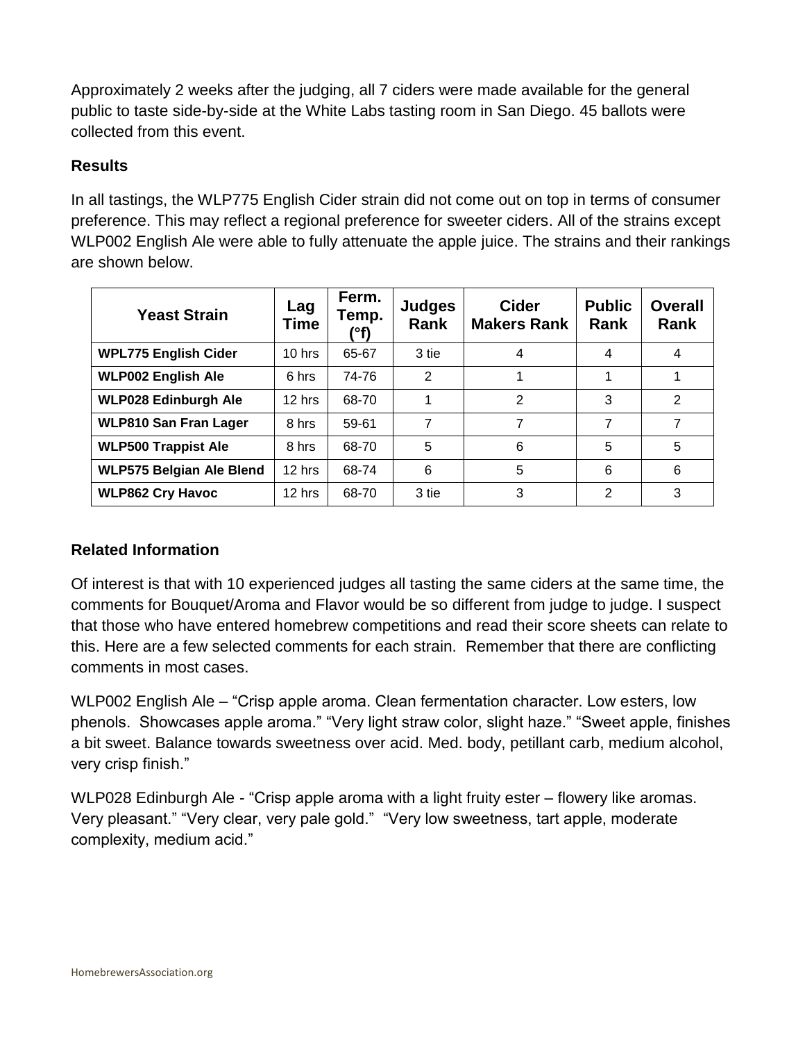Approximately 2 weeks after the judging, all 7 ciders were made available for the general public to taste side-by-side at the White Labs tasting room in San Diego. 45 ballots were collected from this event.

### Results

In all tastings, the WLP775 English Cider strain did not come out on top in terms of consumer preference. This may reflect a regional preference for sweeter ciders. All of the strains except WLP002 English Ale were able to fully attenuate the apple juice. The strains and their rankings are shown below.

| Yeast Strain | Lag Time | Ferm. Temp. (°f) | Judges Rank | Cider Makers Rank | Public Rank | Overall Rank |
|---|---|---|---|---|---|---|
| **WPL775 English Cider** | 10 hrs | 65-67 | 3 tie | 4 | 4 | 4 |
| **WLP002 English Ale** | 6 hrs | 74-76 | 2 | 1 | 1 | 1 |
| **WLP028 Edinburgh Ale** | 12 hrs | 68-70 | 1 | 2 | 3 | 2 |
| **WLP810 San Fran Lager** | 8 hrs | 59-61 | 7 | 7 | 7 | 7 |
| **WLP500 Trappist Ale** | 8 hrs | 68-70 | 5 | 6 | 5 | 5 |
| **WLP575 Belgian Ale Blend** | 12 hrs | 68-74 | 6 | 5 | 6 | 6 |
| **WLP862 Cry Havoc** | 12 hrs | 68-70 | 3 tie | 3 | 2 | 3 |

### Related Information

Of interest is that with 10 experienced judges all tasting the same ciders at the same time, the comments for Bouquet/Aroma and Flavor would be so different from judge to judge. I suspect that those who have entered homebrew competitions and read their score sheets can relate to this. Here are a few selected comments for each strain. Remember that there are conflicting comments in most cases.

WLP002 English Ale – "Crisp apple aroma. Clean fermentation character. Low esters, low phenols. Showcases apple aroma." "Very light straw color, slight haze." "Sweet apple, finishes a bit sweet. Balance towards sweetness over acid. Med. body, petillant carb, medium alcohol, very crisp finish."

WLP028 Edinburgh Ale - "Crisp apple aroma with a light fruity ester – flowery like aromas. Very pleasant." "Very clear, very pale gold." "Very low sweetness, tart apple, moderate complexity, medium acid."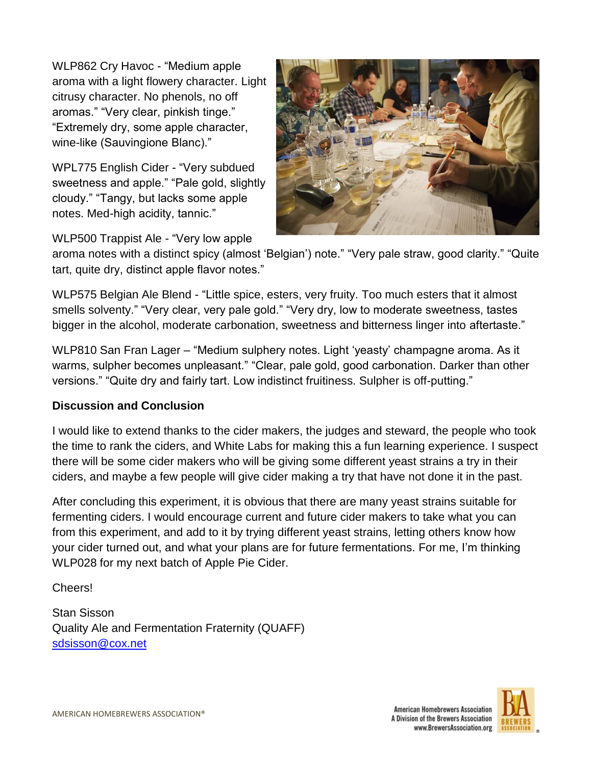WLP862 Cry Havoc - “Medium apple aroma with a light flowery character. Light citrusy character. No phenols, no off aromas.” “Very clear, pinkish tinge.” “Extremely dry, some apple character, wine-like (Sauvingione Blanc).”

WPL775 English Cider - “Very subdued sweetness and apple.” “Pale gold, slightly cloudy.” “Tangy, but lacks some apple notes. Med-high acidity, tannic.”

WLP500 Trappist Ale - “Very low apple aroma notes with a distinct spicy (almost ‘Belgian’) note.” “Very pale straw, good clarity.” “Quite tart, quite dry, distinct apple flavor notes.”

WLP575 Belgian Ale Blend - “Little spice, esters, very fruity. Too much esters that it almost smells solventy.” “Very clear, very pale gold.” “Very dry, low to moderate sweetness, tastes bigger in the alcohol, moderate carbonation, sweetness and bitterness linger into aftertaste.”

WLP810 San Fran Lager – “Medium sulphery notes. Light ‘yeasty’ champagne aroma. As it warms, sulpher becomes unpleasant.” “Clear, pale gold, good carbonation. Darker than other versions.” “Quite dry and fairly tart. Low indistinct fruitiness. Sulpher is off-putting.”

**Discussion and Conclusion**

I would like to extend thanks to the cider makers, the judges and steward, the people who took the time to rank the ciders, and White Labs for making this a fun learning experience. I suspect there will be some cider makers who will be giving some different yeast strains a try in their ciders, and maybe a few people will give cider making a try that have not done it in the past.

After concluding this experiment, it is obvious that there are many yeast strains suitable for fermenting ciders. I would encourage current and future cider makers to take what you can from this experiment, and add to it by trying different yeast strains, letting others know how your cider turned out, and what your plans are for future fermentations. For me, I’m thinking WLP028 for my next batch of Apple Pie Cider.

Cheers!

Stan Sisson
Quality Ale and Fermentation Fraternity (QUAFF)
sdsisson@cox.net